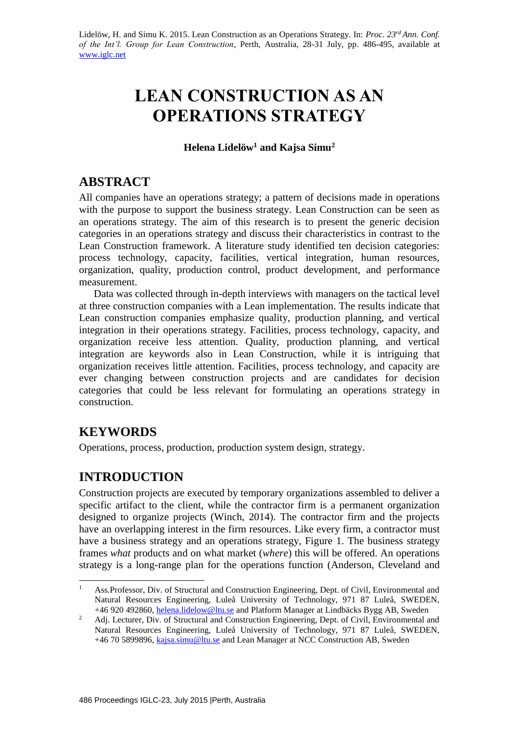Lidelöw, H. and Simu K. 2015. Lean Construction as an Operations Strategy. In: *Proc. 23rd Ann. Conf. of the Int'l. Group for Lean Construction*, Perth, Australia, 28-31 July, pp. 486-495, available at www.iglc.net

# LEAN CONSTRUCTION AS AN OPERATIONS STRATEGY

**Helena Lidelöw[1] and Kajsa Simu[2]**

## ABSTRACT

All companies have an operations strategy; a pattern of decisions made in operations with the purpose to support the business strategy. Lean Construction can be seen as an operations strategy. The aim of this research is to present the generic decision categories in an operations strategy and discuss their characteristics in contrast to the Lean Construction framework. A literature study identified ten decision categories: process technology, capacity, facilities, vertical integration, human resources, organization, quality, production control, product development, and performance measurement.

Data was collected through in-depth interviews with managers on the tactical level at three construction companies with a Lean implementation. The results indicate that Lean construction companies emphasize quality, production planning, and vertical integration in their operations strategy. Facilities, process technology, capacity, and organization receive less attention. Quality, production planning, and vertical integration are keywords also in Lean Construction, while it is intriguing that organization receives little attention. Facilities, process technology, and capacity are ever changing between construction projects and are candidates for decision categories that could be less relevant for formulating an operations strategy in construction.

## KEYWORDS

Operations, process, production, production system design, strategy.

## INTRODUCTION

Construction projects are executed by temporary organizations assembled to deliver a specific artifact to the client, while the contractor firm is a permanent organization designed to organize projects (Winch, 2014). The contractor firm and the projects have an overlapping interest in the firm resources. Like every firm, a contractor must have a business strategy and an operations strategy, Figure 1. The business strategy frames *what* products and on what market (*where*) this will be offered. An operations strategy is a long-range plan for the operations function (Anderson, Cleveland and

---

[1] Ass.Professor, Div. of Structural and Construction Engineering, Dept. of Civil, Environmental and Natural Resources Engineering, Luleå University of Technology, 971 87 Luleå, SWEDEN, +46 920 492860, helena.lidelow@ltu.se and Platform Manager at Lindbäcks Bygg AB, Sweden

[2] Adj. Lecturer, Div. of Structural and Construction Engineering, Dept. of Civil, Environmental and Natural Resources Engineering, Luleå University of Technology, 971 87 Luleå, SWEDEN, +46 70 5899896, kajsa.simu@ltu.se and Lean Manager at NCC Construction AB, Sweden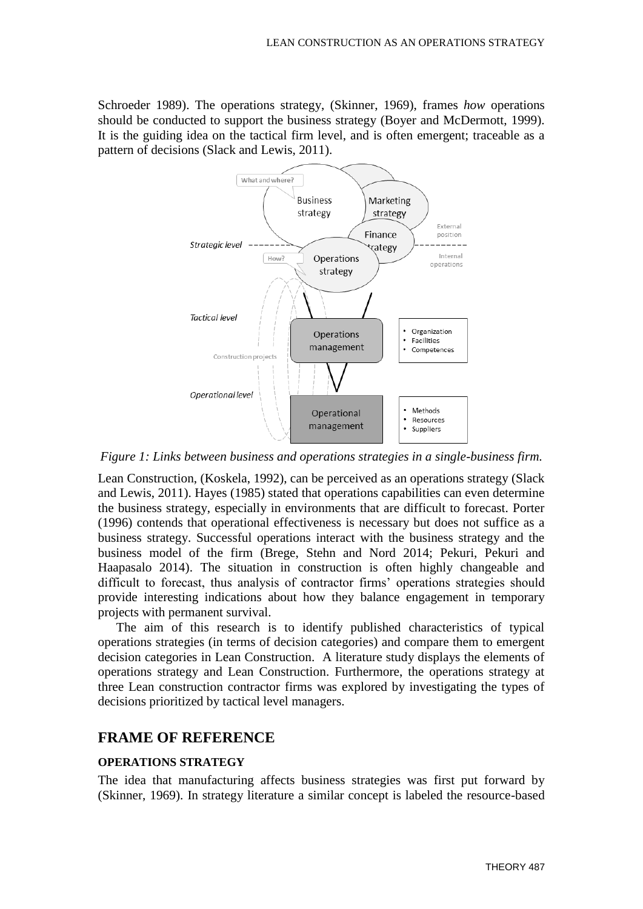Schroeder 1989). The operations strategy, (Skinner, 1969), frames *how* operations should be conducted to support the business strategy (Boyer and McDermott, 1999). It is the guiding idea on the tactical firm level, and is often emergent; traceable as a pattern of decisions (Slack and Lewis, 2011).

*Figure 1: Links between business and operations strategies in a single-business firm.*

Lean Construction, (Koskela, 1992), can be perceived as an operations strategy (Slack and Lewis, 2011). Hayes (1985) stated that operations capabilities can even determine the business strategy, especially in environments that are difficult to forecast. Porter (1996) contends that operational effectiveness is necessary but does not suffice as a business strategy. Successful operations interact with the business strategy and the business model of the firm (Brege, Stehn and Nord 2014; Pekuri, Pekuri and Haapasalo 2014). The situation in construction is often highly changeable and difficult to forecast, thus analysis of contractor firms' operations strategies should provide interesting indications about how they balance engagement in temporary projects with permanent survival.

The aim of this research is to identify published characteristics of typical operations strategies (in terms of decision categories) and compare them to emergent decision categories in Lean Construction. A literature study displays the elements of operations strategy and Lean Construction. Furthermore, the operations strategy at three Lean construction contractor firms was explored by investigating the types of decisions prioritized by tactical level managers.

## FRAME OF REFERENCE

### OPERATIONS STRATEGY

The idea that manufacturing affects business strategies was first put forward by (Skinner, 1969). In strategy literature a similar concept is labeled the resource-based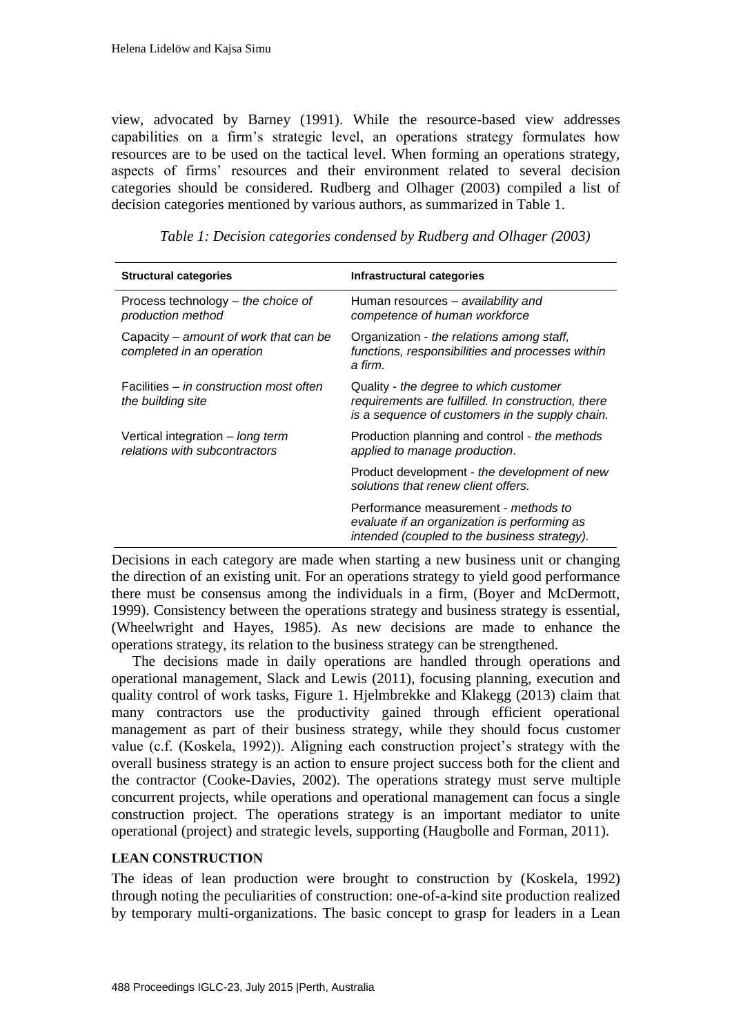view, advocated by Barney (1991). While the resource-based view addresses capabilities on a firm's strategic level, an operations strategy formulates how resources are to be used on the tactical level. When forming an operations strategy, aspects of firms' resources and their environment related to several decision categories should be considered. Rudberg and Olhager (2003) compiled a list of decision categories mentioned by various authors, as summarized in Table 1.

*Table 1: Decision categories condensed by Rudberg and Olhager (2003)*

| Structural categories | Infrastructural categories |
|---|---|
| Process technology – *the choice of production method* | Human resources – *availability and competence of human workforce* |
| Capacity – *amount of work that can be completed in an operation* | Organization - *the relations among staff, functions, responsibilities and processes within a firm.* |
| Facilities – *in construction most often the building site* | Quality - *the degree to which customer requirements are fulfilled. In construction, there is a sequence of customers in the supply chain.* |
| Vertical integration – *long term relations with subcontractors* | Production planning and control - *the methods applied to manage production*. |
| | Product development - *the development of new solutions that renew client offers.* |
| | Performance measurement - *methods to evaluate if an organization is performing as intended (coupled to the business strategy).* |

Decisions in each category are made when starting a new business unit or changing the direction of an existing unit. For an operations strategy to yield good performance there must be consensus among the individuals in a firm, (Boyer and McDermott, 1999). Consistency between the operations strategy and business strategy is essential, (Wheelwright and Hayes, 1985). As new decisions are made to enhance the operations strategy, its relation to the business strategy can be strengthened.

The decisions made in daily operations are handled through operations and operational management, Slack and Lewis (2011), focusing planning, execution and quality control of work tasks, Figure 1. Hjelmbrekke and Klakegg (2013) claim that many contractors use the productivity gained through efficient operational management as part of their business strategy, while they should focus customer value (c.f. (Koskela, 1992)). Aligning each construction project's strategy with the overall business strategy is an action to ensure project success both for the client and the contractor (Cooke-Davies, 2002). The operations strategy must serve multiple concurrent projects, while operations and operational management can focus a single construction project. The operations strategy is an important mediator to unite operational (project) and strategic levels, supporting (Haugbolle and Forman, 2011).

## LEAN CONSTRUCTION

The ideas of lean production were brought to construction by (Koskela, 1992) through noting the peculiarities of construction: one-of-a-kind site production realized by temporary multi-organizations. The basic concept to grasp for leaders in a Lean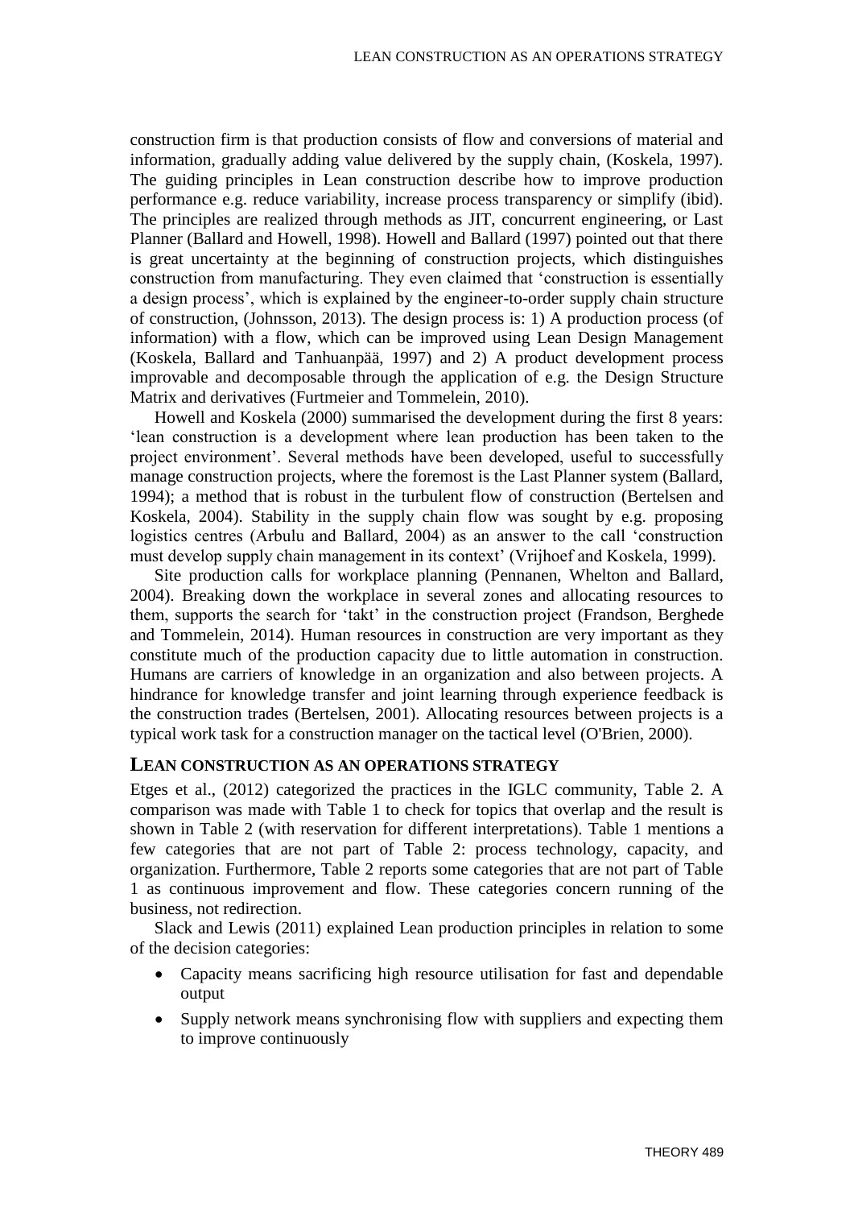construction firm is that production consists of flow and conversions of material and information, gradually adding value delivered by the supply chain, (Koskela, 1997). The guiding principles in Lean construction describe how to improve production performance e.g. reduce variability, increase process transparency or simplify (ibid). The principles are realized through methods as JIT, concurrent engineering, or Last Planner (Ballard and Howell, 1998). Howell and Ballard (1997) pointed out that there is great uncertainty at the beginning of construction projects, which distinguishes construction from manufacturing. They even claimed that 'construction is essentially a design process', which is explained by the engineer-to-order supply chain structure of construction, (Johnsson, 2013). The design process is: 1) A production process (of information) with a flow, which can be improved using Lean Design Management (Koskela, Ballard and Tanhuanpää, 1997) and 2) A product development process improvable and decomposable through the application of e.g. the Design Structure Matrix and derivatives (Furtmeier and Tommelein, 2010).

Howell and Koskela (2000) summarised the development during the first 8 years: 'lean construction is a development where lean production has been taken to the project environment'. Several methods have been developed, useful to successfully manage construction projects, where the foremost is the Last Planner system (Ballard, 1994); a method that is robust in the turbulent flow of construction (Bertelsen and Koskela, 2004). Stability in the supply chain flow was sought by e.g. proposing logistics centres (Arbulu and Ballard, 2004) as an answer to the call 'construction must develop supply chain management in its context' (Vrijhoef and Koskela, 1999).

Site production calls for workplace planning (Pennanen, Whelton and Ballard, 2004). Breaking down the workplace in several zones and allocating resources to them, supports the search for 'takt' in the construction project (Frandson, Berghede and Tommelein, 2014). Human resources in construction are very important as they constitute much of the production capacity due to little automation in construction. Humans are carriers of knowledge in an organization and also between projects. A hindrance for knowledge transfer and joint learning through experience feedback is the construction trades (Bertelsen, 2001). Allocating resources between projects is a typical work task for a construction manager on the tactical level (O'Brien, 2000).

## LEAN CONSTRUCTION AS AN OPERATIONS STRATEGY

Etges et al., (2012) categorized the practices in the IGLC community, Table 2. A comparison was made with Table 1 to check for topics that overlap and the result is shown in Table 2 (with reservation for different interpretations). Table 1 mentions a few categories that are not part of Table 2: process technology, capacity, and organization. Furthermore, Table 2 reports some categories that are not part of Table 1 as continuous improvement and flow. These categories concern running of the business, not redirection.

Slack and Lewis (2011) explained Lean production principles in relation to some of the decision categories:

- Capacity means sacrificing high resource utilisation for fast and dependable output
- Supply network means synchronising flow with suppliers and expecting them to improve continuously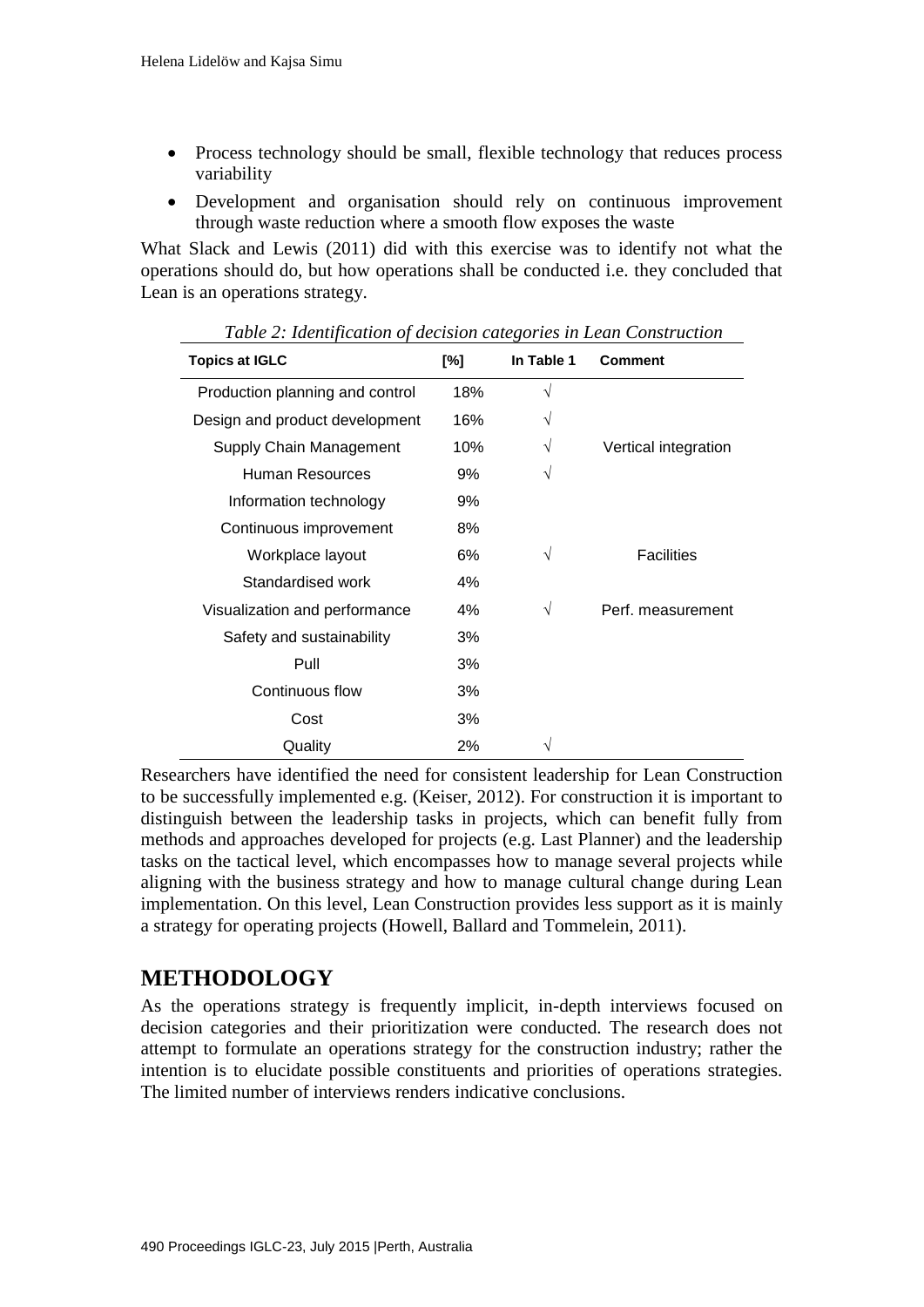- Process technology should be small, flexible technology that reduces process variability
- Development and organisation should rely on continuous improvement through waste reduction where a smooth flow exposes the waste

What Slack and Lewis (2011) did with this exercise was to identify not what the operations should do, but how operations shall be conducted i.e. they concluded that Lean is an operations strategy.

*Table 2: Identification of decision categories in Lean Construction*

| Topics at IGLC | [%] | In Table 1 | Comment |
|---|---|---|---|
| Production planning and control | 18% | √ | |
| Design and product development | 16% | √ | |
| Supply Chain Management | 10% | √ | Vertical integration |
| Human Resources | 9% | √ | |
| Information technology | 9% | | |
| Continuous improvement | 8% | | |
| Workplace layout | 6% | √ | Facilities |
| Standardised work | 4% | | |
| Visualization and performance | 4% | √ | Perf. measurement |
| Safety and sustainability | 3% | | |
| Pull | 3% | | |
| Continuous flow | 3% | | |
| Cost | 3% | | |
| Quality | 2% | √ | |

Researchers have identified the need for consistent leadership for Lean Construction to be successfully implemented e.g. (Keiser, 2012). For construction it is important to distinguish between the leadership tasks in projects, which can benefit fully from methods and approaches developed for projects (e.g. Last Planner) and the leadership tasks on the tactical level, which encompasses how to manage several projects while aligning with the business strategy and how to manage cultural change during Lean implementation. On this level, Lean Construction provides less support as it is mainly a strategy for operating projects (Howell, Ballard and Tommelein, 2011).

## METHODOLOGY

As the operations strategy is frequently implicit, in-depth interviews focused on decision categories and their prioritization were conducted. The research does not attempt to formulate an operations strategy for the construction industry; rather the intention is to elucidate possible constituents and priorities of operations strategies. The limited number of interviews renders indicative conclusions.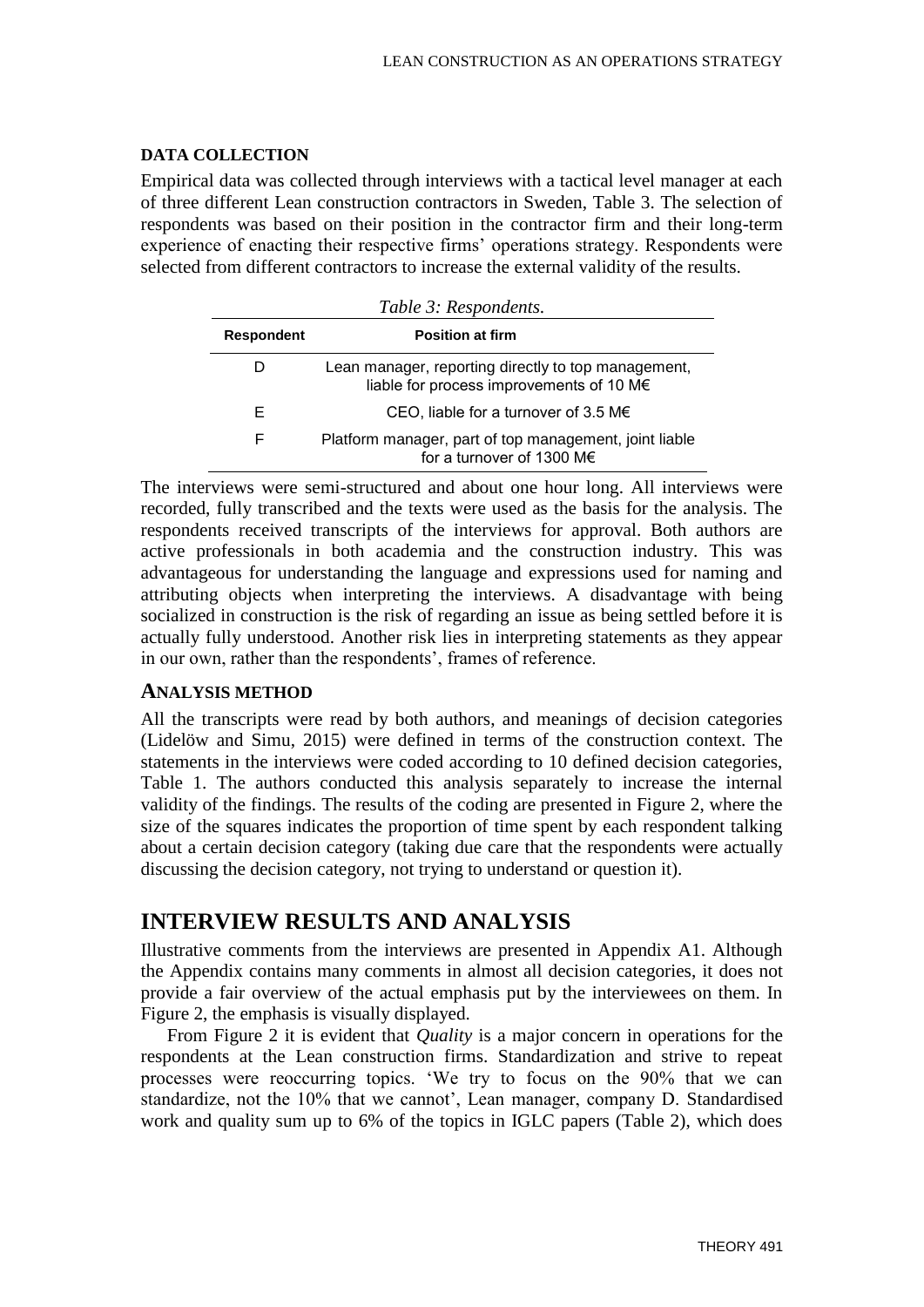### DATA COLLECTION

Empirical data was collected through interviews with a tactical level manager at each of three different Lean construction contractors in Sweden, Table 3. The selection of respondents was based on their position in the contractor firm and their long-term experience of enacting their respective firms' operations strategy. Respondents were selected from different contractors to increase the external validity of the results.

*Table 3: Respondents.*

| Respondent | Position at firm |
|---|---|
| D | Lean manager, reporting directly to top management, liable for process improvements of 10 M€ |
| E | CEO, liable for a turnover of 3.5 M€ |
| F | Platform manager, part of top management, joint liable for a turnover of 1300 M€ |

The interviews were semi-structured and about one hour long. All interviews were recorded, fully transcribed and the texts were used as the basis for the analysis. The respondents received transcripts of the interviews for approval. Both authors are active professionals in both academia and the construction industry. This was advantageous for understanding the language and expressions used for naming and attributing objects when interpreting the interviews. A disadvantage with being socialized in construction is the risk of regarding an issue as being settled before it is actually fully understood. Another risk lies in interpreting statements as they appear in our own, rather than the respondents', frames of reference.

### ANALYSIS METHOD

All the transcripts were read by both authors, and meanings of decision categories (Lidelöw and Simu, 2015) were defined in terms of the construction context. The statements in the interviews were coded according to 10 defined decision categories, Table 1. The authors conducted this analysis separately to increase the internal validity of the findings. The results of the coding are presented in Figure 2, where the size of the squares indicates the proportion of time spent by each respondent talking about a certain decision category (taking due care that the respondents were actually discussing the decision category, not trying to understand or question it).

## INTERVIEW RESULTS AND ANALYSIS

Illustrative comments from the interviews are presented in Appendix A1. Although the Appendix contains many comments in almost all decision categories, it does not provide a fair overview of the actual emphasis put by the interviewees on them. In Figure 2, the emphasis is visually displayed.

From Figure 2 it is evident that *Quality* is a major concern in operations for the respondents at the Lean construction firms. Standardization and strive to repeat processes were reoccurring topics. 'We try to focus on the 90% that we can standardize, not the 10% that we cannot', Lean manager, company D. Standardised work and quality sum up to 6% of the topics in IGLC papers (Table 2), which does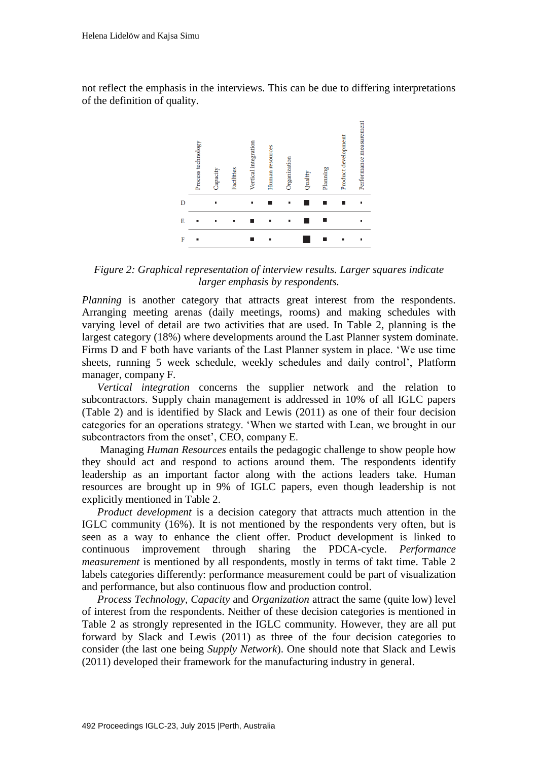not reflect the emphasis in the interviews. This can be due to differing interpretations of the definition of quality.

*Figure 2: Graphical representation of interview results. Larger squares indicate larger emphasis by respondents.*

*Planning* is another category that attracts great interest from the respondents. Arranging meeting arenas (daily meetings, rooms) and making schedules with varying level of detail are two activities that are used. In Table 2, planning is the largest category (18%) where developments around the Last Planner system dominate. Firms D and F both have variants of the Last Planner system in place. 'We use time sheets, running 5 week schedule, weekly schedules and daily control', Platform manager, company F.

*Vertical integration* concerns the supplier network and the relation to subcontractors. Supply chain management is addressed in 10% of all IGLC papers (Table 2) and is identified by Slack and Lewis (2011) as one of their four decision categories for an operations strategy. 'When we started with Lean, we brought in our subcontractors from the onset', CEO, company E.

Managing *Human Resources* entails the pedagogic challenge to show people how they should act and respond to actions around them. The respondents identify leadership as an important factor along with the actions leaders take. Human resources are brought up in 9% of IGLC papers, even though leadership is not explicitly mentioned in Table 2.

*Product development* is a decision category that attracts much attention in the IGLC community (16%). It is not mentioned by the respondents very often, but is seen as a way to enhance the client offer. Product development is linked to continuous improvement through sharing the PDCA-cycle. *Performance measurement* is mentioned by all respondents, mostly in terms of takt time. Table 2 labels categories differently: performance measurement could be part of visualization and performance, but also continuous flow and production control.

*Process Technology*, *Capacity* and *Organization* attract the same (quite low) level of interest from the respondents. Neither of these decision categories is mentioned in Table 2 as strongly represented in the IGLC community. However, they are all put forward by Slack and Lewis (2011) as three of the four decision categories to consider (the last one being *Supply Network*). One should note that Slack and Lewis (2011) developed their framework for the manufacturing industry in general.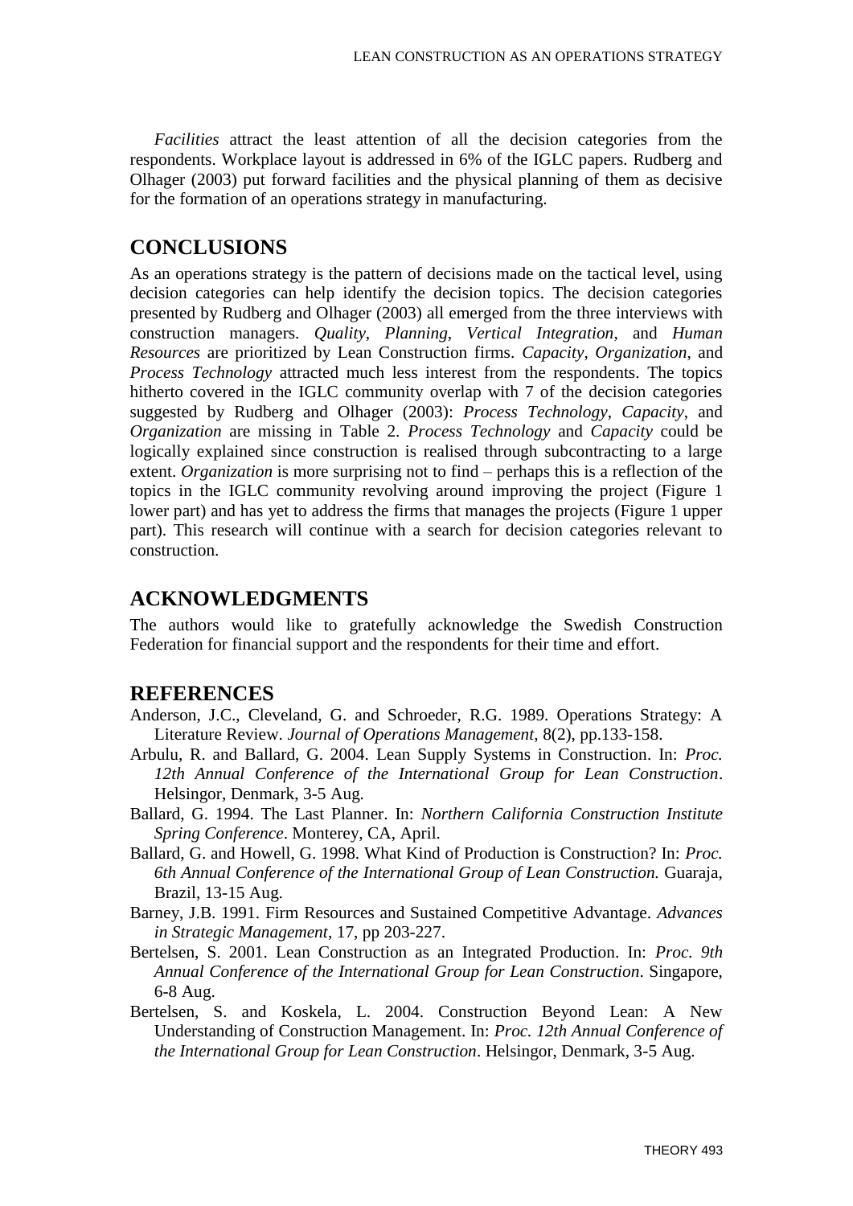*Facilities* attract the least attention of all the decision categories from the respondents. Workplace layout is addressed in 6% of the IGLC papers. Rudberg and Olhager (2003) put forward facilities and the physical planning of them as decisive for the formation of an operations strategy in manufacturing.

## CONCLUSIONS

As an operations strategy is the pattern of decisions made on the tactical level, using decision categories can help identify the decision topics. The decision categories presented by Rudberg and Olhager (2003) all emerged from the three interviews with construction managers. *Quality*, *Planning*, *Vertical Integration*, and *Human Resources* are prioritized by Lean Construction firms. *Capacity*, *Organization*, and *Process Technology* attracted much less interest from the respondents. The topics hitherto covered in the IGLC community overlap with 7 of the decision categories suggested by Rudberg and Olhager (2003): *Process Technology*, *Capacity*, and *Organization* are missing in Table 2. *Process Technology* and *Capacity* could be logically explained since construction is realised through subcontracting to a large extent. *Organization* is more surprising not to find – perhaps this is a reflection of the topics in the IGLC community revolving around improving the project (Figure 1 lower part) and has yet to address the firms that manages the projects (Figure 1 upper part). This research will continue with a search for decision categories relevant to construction.

## ACKNOWLEDGMENTS

The authors would like to gratefully acknowledge the Swedish Construction Federation for financial support and the respondents for their time and effort.

## REFERENCES

Anderson, J.C., Cleveland, G. and Schroeder, R.G. 1989. Operations Strategy: A Literature Review. *Journal of Operations Management,* 8(2), pp.133-158.

Arbulu, R. and Ballard, G. 2004. Lean Supply Systems in Construction. In: *Proc. 12th Annual Conference of the International Group for Lean Construction*. Helsingor, Denmark, 3-5 Aug.

Ballard, G. 1994. The Last Planner. In: *Northern California Construction Institute Spring Conference*. Monterey, CA, April.

Ballard, G. and Howell, G. 1998. What Kind of Production is Construction? In: *Proc. 6th Annual Conference of the International Group of Lean Construction.* Guaraja, Brazil, 13-15 Aug.

Barney, J.B. 1991. Firm Resources and Sustained Competitive Advantage. *Advances in Strategic Management*, 17, pp 203-227.

Bertelsen, S. 2001. Lean Construction as an Integrated Production. In: *Proc. 9th Annual Conference of the International Group for Lean Construction*. Singapore, 6-8 Aug.

Bertelsen, S. and Koskela, L. 2004. Construction Beyond Lean: A New Understanding of Construction Management. In: *Proc. 12th Annual Conference of the International Group for Lean Construction*. Helsingor, Denmark, 3-5 Aug.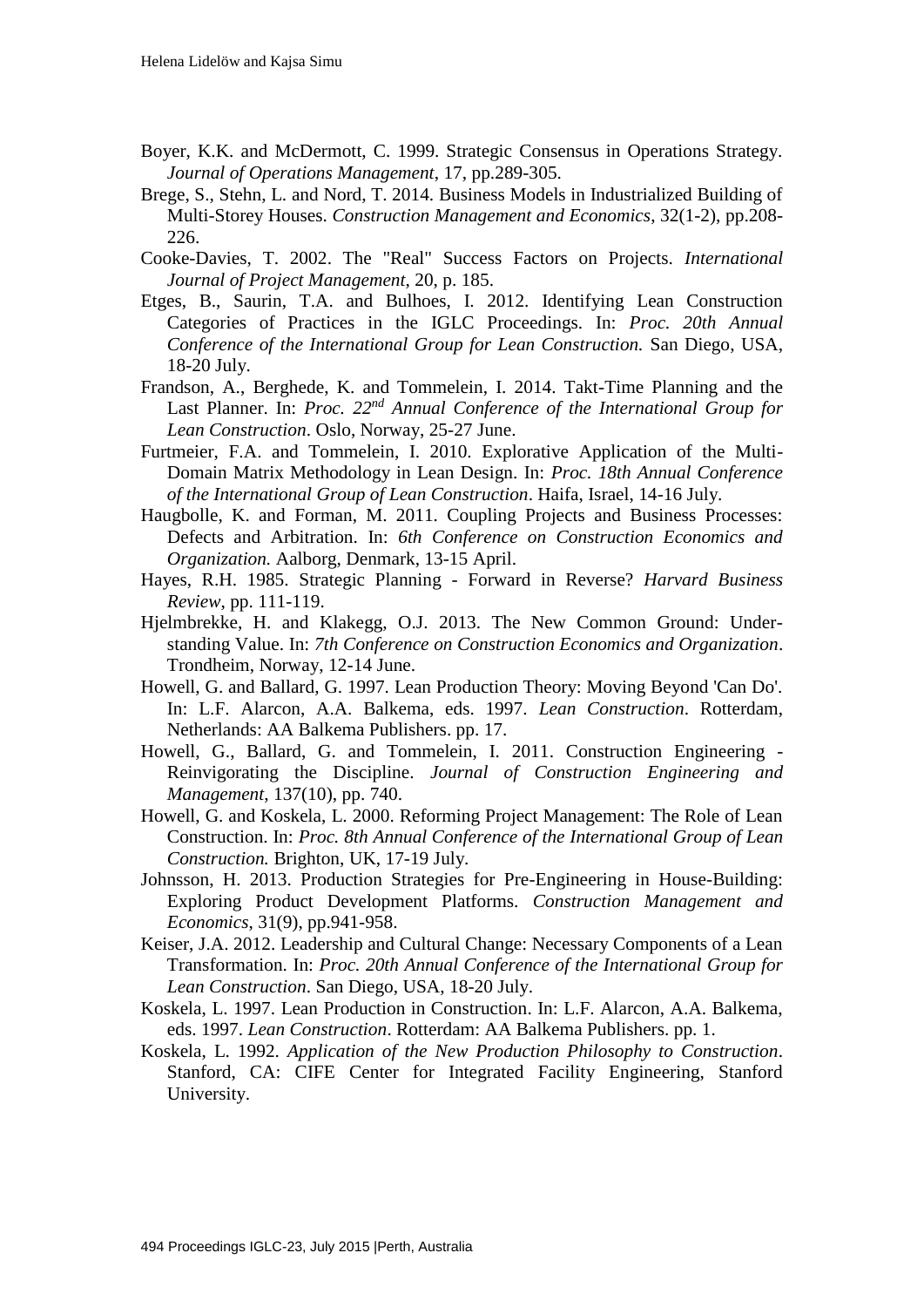Boyer, K.K. and McDermott, C. 1999. Strategic Consensus in Operations Strategy. *Journal of Operations Management*, 17, pp.289-305.

Brege, S., Stehn, L. and Nord, T. 2014. Business Models in Industrialized Building of Multi-Storey Houses. *Construction Management and Economics*, 32(1-2), pp.208-226.

Cooke-Davies, T. 2002. The "Real" Success Factors on Projects. *International Journal of Project Management*, 20, p. 185.

Etges, B., Saurin, T.A. and Bulhoes, I. 2012. Identifying Lean Construction Categories of Practices in the IGLC Proceedings. In: *Proc. 20th Annual Conference of the International Group for Lean Construction.* San Diego, USA, 18-20 July.

Frandson, A., Berghede, K. and Tommelein, I. 2014. Takt-Time Planning and the Last Planner. In: *Proc. 22nd Annual Conference of the International Group for Lean Construction*. Oslo, Norway, 25-27 June.

Furtmeier, F.A. and Tommelein, I. 2010. Explorative Application of the Multi-Domain Matrix Methodology in Lean Design. In: *Proc. 18th Annual Conference of the International Group of Lean Construction*. Haifa, Israel, 14-16 July.

Haugbolle, K. and Forman, M. 2011. Coupling Projects and Business Processes: Defects and Arbitration. In: *6th Conference on Construction Economics and Organization.* Aalborg, Denmark, 13-15 April.

Hayes, R.H. 1985. Strategic Planning - Forward in Reverse? *Harvard Business Review*, pp. 111-119.

Hjelmbrekke, H. and Klakegg, O.J. 2013. The New Common Ground: Understanding Value. In: *7th Conference on Construction Economics and Organization*. Trondheim, Norway, 12-14 June.

Howell, G. and Ballard, G. 1997. Lean Production Theory: Moving Beyond 'Can Do'. In: L.F. Alarcon, A.A. Balkema, eds. 1997. *Lean Construction*. Rotterdam, Netherlands: AA Balkema Publishers. pp. 17.

Howell, G., Ballard, G. and Tommelein, I. 2011. Construction Engineering - Reinvigorating the Discipline. *Journal of Construction Engineering and Management*, 137(10), pp. 740.

Howell, G. and Koskela, L. 2000. Reforming Project Management: The Role of Lean Construction. In: *Proc. 8th Annual Conference of the International Group of Lean Construction.* Brighton, UK, 17-19 July.

Johnsson, H. 2013. Production Strategies for Pre-Engineering in House-Building: Exploring Product Development Platforms. *Construction Management and Economics*, 31(9), pp.941-958.

Keiser, J.A. 2012. Leadership and Cultural Change: Necessary Components of a Lean Transformation. In: *Proc. 20th Annual Conference of the International Group for Lean Construction*. San Diego, USA, 18-20 July.

Koskela, L. 1997. Lean Production in Construction. In: L.F. Alarcon, A.A. Balkema, eds. 1997. *Lean Construction*. Rotterdam: AA Balkema Publishers. pp. 1.

Koskela, L. 1992. *Application of the New Production Philosophy to Construction*. Stanford, CA: CIFE Center for Integrated Facility Engineering, Stanford University.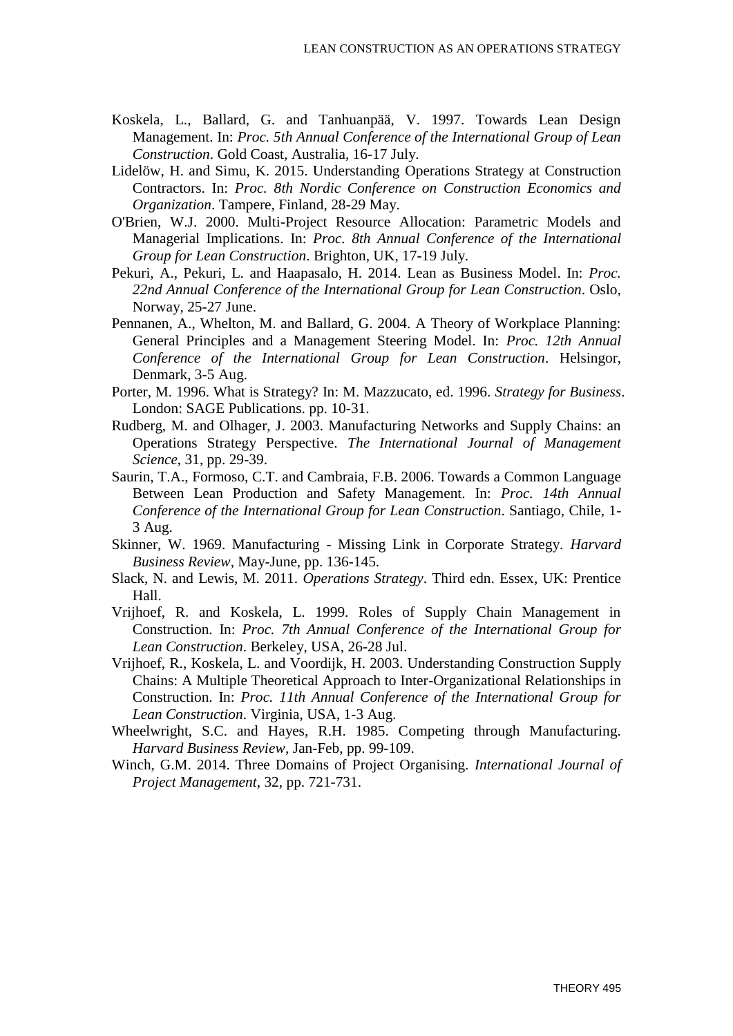Koskela, L., Ballard, G. and Tanhuanpää, V. 1997. Towards Lean Design Management. In: *Proc. 5th Annual Conference of the International Group of Lean Construction*. Gold Coast, Australia, 16-17 July.

Lidelöw, H. and Simu, K. 2015. Understanding Operations Strategy at Construction Contractors. In: *Proc. 8th Nordic Conference on Construction Economics and Organization*. Tampere, Finland, 28-29 May.

O'Brien, W.J. 2000. Multi-Project Resource Allocation: Parametric Models and Managerial Implications. In: *Proc. 8th Annual Conference of the International Group for Lean Construction*. Brighton, UK, 17-19 July.

Pekuri, A., Pekuri, L. and Haapasalo, H. 2014. Lean as Business Model. In: *Proc. 22nd Annual Conference of the International Group for Lean Construction*. Oslo, Norway, 25-27 June.

Pennanen, A., Whelton, M. and Ballard, G. 2004. A Theory of Workplace Planning: General Principles and a Management Steering Model. In: *Proc. 12th Annual Conference of the International Group for Lean Construction*. Helsingor, Denmark, 3-5 Aug.

Porter, M. 1996. What is Strategy? In: M. Mazzucato, ed. 1996. *Strategy for Business*. London: SAGE Publications. pp. 10-31.

Rudberg, M. and Olhager, J. 2003. Manufacturing Networks and Supply Chains: an Operations Strategy Perspective. *The International Journal of Management Science*, 31, pp. 29-39.

Saurin, T.A., Formoso, C.T. and Cambraia, F.B. 2006. Towards a Common Language Between Lean Production and Safety Management. In: *Proc. 14th Annual Conference of the International Group for Lean Construction*. Santiago, Chile, 1-3 Aug.

Skinner, W. 1969. Manufacturing - Missing Link in Corporate Strategy. *Harvard Business Review*, May-June, pp. 136-145.

Slack, N. and Lewis, M. 2011. *Operations Strategy*. Third edn. Essex, UK: Prentice Hall.

Vrijhoef, R. and Koskela, L. 1999. Roles of Supply Chain Management in Construction. In: *Proc. 7th Annual Conference of the International Group for Lean Construction*. Berkeley, USA, 26-28 Jul.

Vrijhoef, R., Koskela, L. and Voordijk, H. 2003. Understanding Construction Supply Chains: A Multiple Theoretical Approach to Inter-Organizational Relationships in Construction. In: *Proc. 11th Annual Conference of the International Group for Lean Construction*. Virginia, USA, 1-3 Aug.

Wheelwright, S.C. and Hayes, R.H. 1985. Competing through Manufacturing. *Harvard Business Review*, Jan-Feb, pp. 99-109.

Winch, G.M. 2014. Three Domains of Project Organising. *International Journal of Project Management*, 32, pp. 721-731.